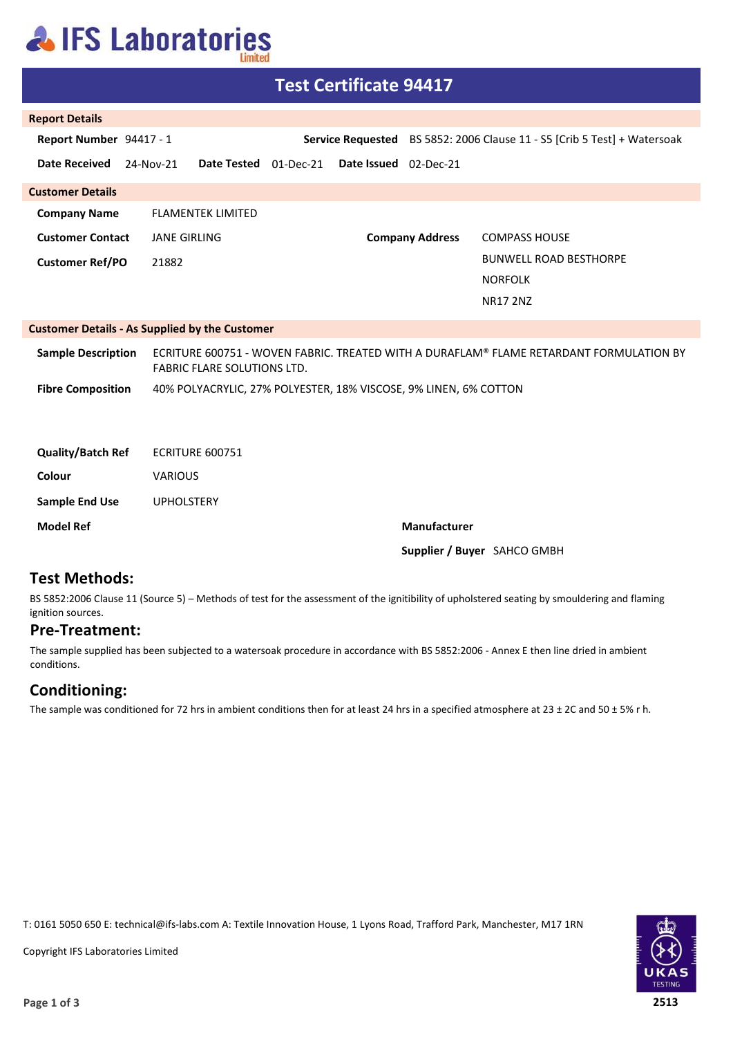# IFS Laboratories Limited

## Test Certificate 94417

### Report Details

| | | | |
|---|---|---|---|
| **Report Number** | 94417 - 1 | **Service Requested** | BS 5852: 2006 Clause 11 - S5 [Crib 5 Test] + Watersoak |
| **Date Received** | 24-Nov-21 | **Date Tested** | 01-Dec-21 |
| **Date Issued** | 02-Dec-21 | | |

### Customer Details

| | | | |
|---|---|---|---|
| **Company Name** | FLAMENTEK LIMITED | | |
| **Customer Contact** | JANE GIRLING | **Company Address** | COMPASS HOUSE |
| **Customer Ref/PO** | 21882 | | BUNWELL ROAD BESTHORPE |
| | | | NORFOLK |
| | | | NR17 2NZ |

### Customer Details - As Supplied by the Customer

| | |
|---|---|
| **Sample Description** | ECRITURE 600751 - WOVEN FABRIC. TREATED WITH A DURAFLAM® FLAME RETARDANT FORMULATION BY FABRIC FLARE SOLUTIONS LTD. |
| **Fibre Composition** | 40% POLYACRYLIC, 27% POLYESTER, 18% VISCOSE, 9% LINEN, 6% COTTON |
| **Quality/Batch Ref** | ECRITURE 600751 |
| **Colour** | VARIOUS |
| **Sample End Use** | UPHOLSTERY |
| **Model Ref** | |
| **Manufacturer** | |
| **Supplier / Buyer** | SAHCO GMBH |

## Test Methods:

BS 5852:2006 Clause 11 (Source 5) – Methods of test for the assessment of the ignitibility of upholstered seating by smouldering and flaming ignition sources.

## Pre-Treatment:

The sample supplied has been subjected to a watersoak procedure in accordance with BS 5852:2006 - Annex E then line dried in ambient conditions.

## Conditioning:

The sample was conditioned for 72 hrs in ambient conditions then for at least 24 hrs in a specified atmosphere at 23 ± 2C and 50 ± 5% r h.

T: 0161 5050 650 E: technical@ifs-labs.com A: Textile Innovation House, 1 Lyons Road, Trafford Park, Manchester, M17 1RN

Copyright IFS Laboratories Limited

UKAS TESTING 2513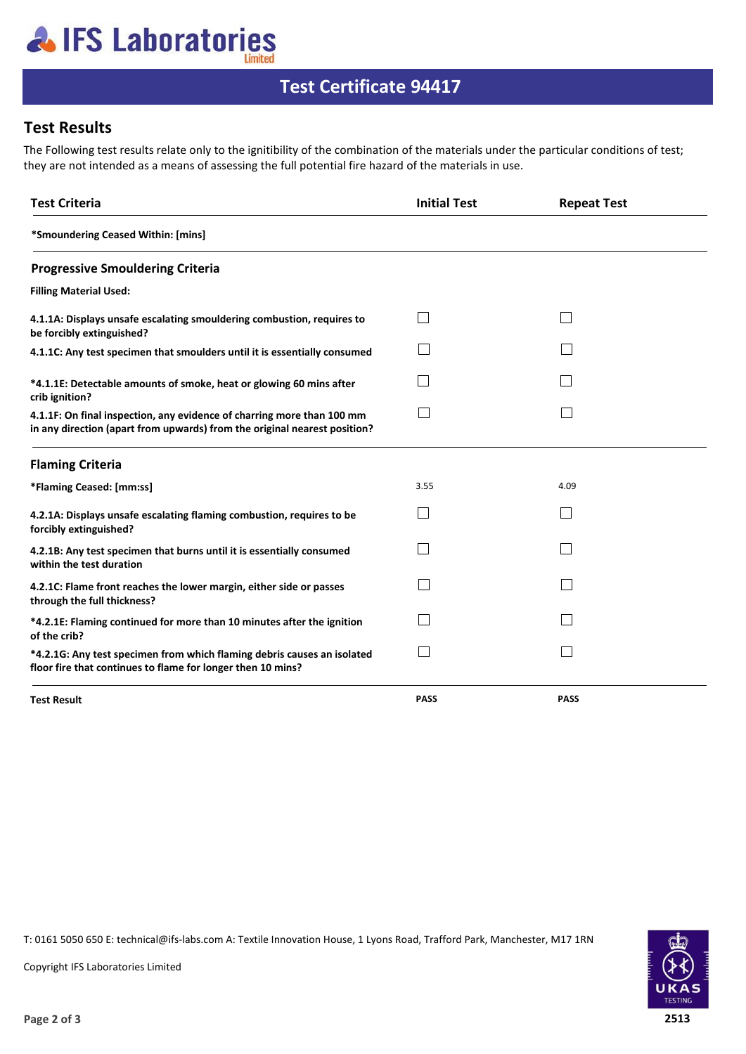# IFS Laboratories Limited

## Test Certificate 94417

## Test Results

The Following test results relate only to the ignitibility of the combination of the materials under the particular conditions of test; they are not intended as a means of assessing the full potential fire hazard of the materials in use.

| Test Criteria | Initial Test | Repeat Test |
|---|---|---|
| **\*Smoundering Ceased Within: [mins]** | | |
| **Progressive Smouldering Criteria** | | |
| **Filling Material Used:** | | |
| **4.1.1A: Displays unsafe escalating smouldering combustion, requires to be forcibly extinguished?** | ☐ | ☐ |
| **4.1.1C: Any test specimen that smoulders until it is essentially consumed** | ☐ | ☐ |
| **\*4.1.1E: Detectable amounts of smoke, heat or glowing 60 mins after crib ignition?** | ☐ | ☐ |
| **4.1.1F: On final inspection, any evidence of charring more than 100 mm in any direction (apart from upwards) from the original nearest position?** | ☐ | ☐ |
| **Flaming Criteria** | | |
| **\*Flaming Ceased: [mm:ss]** | 3.55 | 4.09 |
| **4.2.1A: Displays unsafe escalating flaming combustion, requires to be forcibly extinguished?** | ☐ | ☐ |
| **4.2.1B: Any test specimen that burns until it is essentially consumed within the test duration** | ☐ | ☐ |
| **4.2.1C: Flame front reaches the lower margin, either side or passes through the full thickness?** | ☐ | ☐ |
| **\*4.2.1E: Flaming continued for more than 10 minutes after the ignition of the crib?** | ☐ | ☐ |
| **\*4.2.1G: Any test specimen from which flaming debris causes an isolated floor fire that continues to flame for longer then 10 mins?** | ☐ | ☐ |
| **Test Result** | **PASS** | **PASS** |

T: 0161 5050 650 E: technical@ifs-labs.com A: Textile Innovation House, 1 Lyons Road, Trafford Park, Manchester, M17 1RN

Copyright IFS Laboratories Limited

UKAS TESTING 2513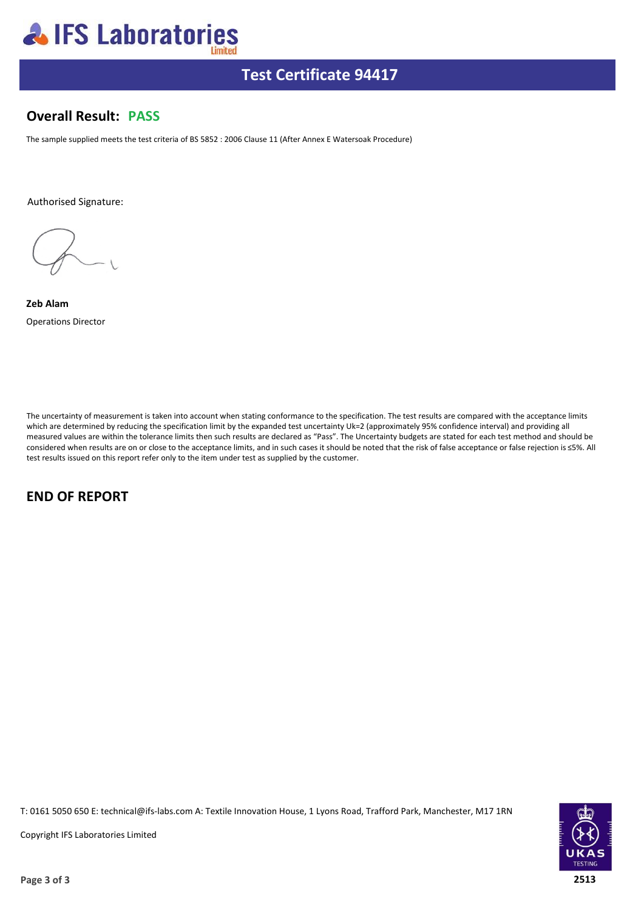# IFS Laboratories Limited

## Test Certificate 94417

## Overall Result: PASS

The sample supplied meets the test criteria of BS 5852 : 2006 Clause 11 (After Annex E Watersoak Procedure)

Authorised Signature:

**Zeb Alam**

Operations Director

The uncertainty of measurement is taken into account when stating conformance to the specification. The test results are compared with the acceptance limits which are determined by reducing the specification limit by the expanded test uncertainty Uk=2 (approximately 95% confidence interval) and providing all measured values are within the tolerance limits then such results are declared as "Pass". The Uncertainty budgets are stated for each test method and should be considered when results are on or close to the acceptance limits, and in such cases it should be noted that the risk of false acceptance or false rejection is ≤5%. All test results issued on this report refer only to the item under test as supplied by the customer.

## END OF REPORT

T: 0161 5050 650 E: technical@ifs-labs.com A: Textile Innovation House, 1 Lyons Road, Trafford Park, Manchester, M17 1RN

Copyright IFS Laboratories Limited

UKAS TESTING 2513